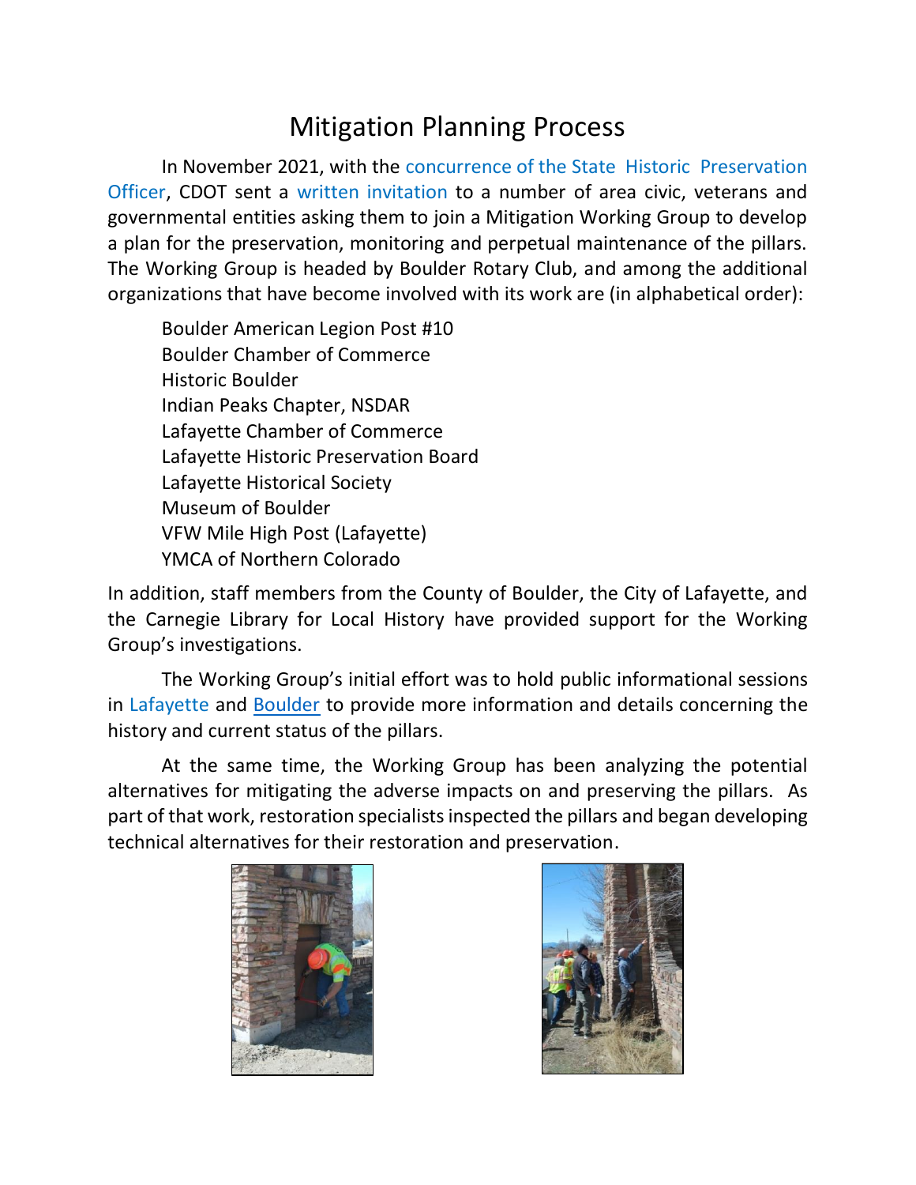# Mitigation Planning Process

In November 2021, with the concurrence of the State Historic Preservation Officer, CDOT sent a written invitation to a number of area civic, veterans and governmental entities asking them to join a Mitigation Working Group to develop a plan for the preservation, monitoring and perpetual maintenance of the pillars. The Working Group is headed by Boulder Rotary Club, and among the additional organizations that have become involved with its work are (in alphabetical order):

Boulder American Legion Post #10
Boulder Chamber of Commerce
Historic Boulder
Indian Peaks Chapter, NSDAR
Lafayette Chamber of Commerce
Lafayette Historic Preservation Board
Lafayette Historical Society
Museum of Boulder
VFW Mile High Post (Lafayette)
YMCA of Northern Colorado

In addition, staff members from the County of Boulder, the City of Lafayette, and the Carnegie Library for Local History have provided support for the Working Group's investigations.

The Working Group's initial effort was to hold public informational sessions in Lafayette and Boulder to provide more information and details concerning the history and current status of the pillars.

At the same time, the Working Group has been analyzing the potential alternatives for mitigating the adverse impacts on and preserving the pillars. As part of that work, restoration specialists inspected the pillars and began developing technical alternatives for their restoration and preservation.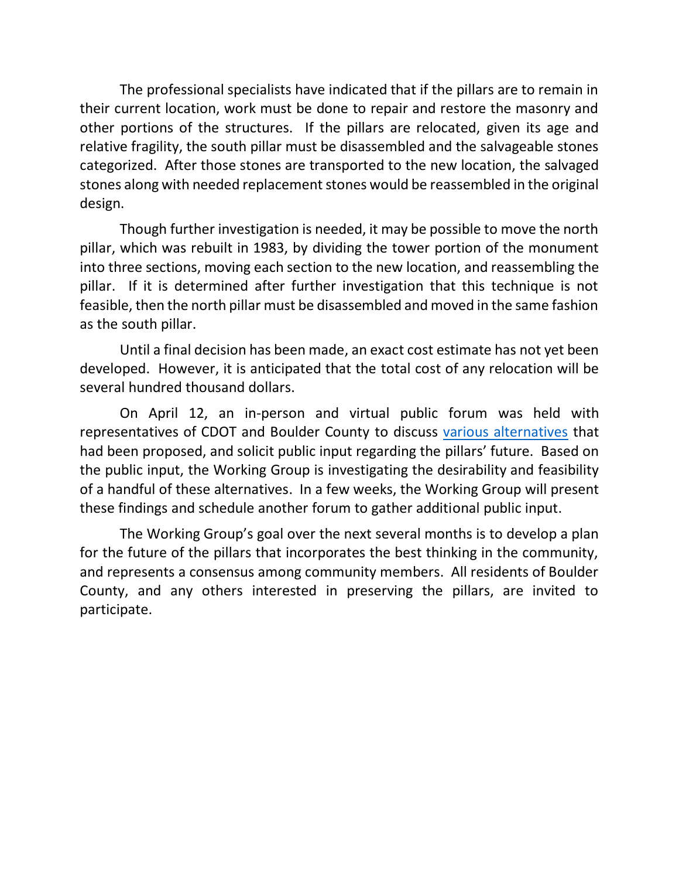The professional specialists have indicated that if the pillars are to remain in their current location, work must be done to repair and restore the masonry and other portions of the structures. If the pillars are relocated, given its age and relative fragility, the south pillar must be disassembled and the salvageable stones categorized. After those stones are transported to the new location, the salvaged stones along with needed replacement stones would be reassembled in the original design.

Though further investigation is needed, it may be possible to move the north pillar, which was rebuilt in 1983, by dividing the tower portion of the monument into three sections, moving each section to the new location, and reassembling the pillar. If it is determined after further investigation that this technique is not feasible, then the north pillar must be disassembled and moved in the same fashion as the south pillar.

Until a final decision has been made, an exact cost estimate has not yet been developed. However, it is anticipated that the total cost of any relocation will be several hundred thousand dollars.

On April 12, an in-person and virtual public forum was held with representatives of CDOT and Boulder County to discuss various alternatives that had been proposed, and solicit public input regarding the pillars' future. Based on the public input, the Working Group is investigating the desirability and feasibility of a handful of these alternatives. In a few weeks, the Working Group will present these findings and schedule another forum to gather additional public input.

The Working Group's goal over the next several months is to develop a plan for the future of the pillars that incorporates the best thinking in the community, and represents a consensus among community members. All residents of Boulder County, and any others interested in preserving the pillars, are invited to participate.